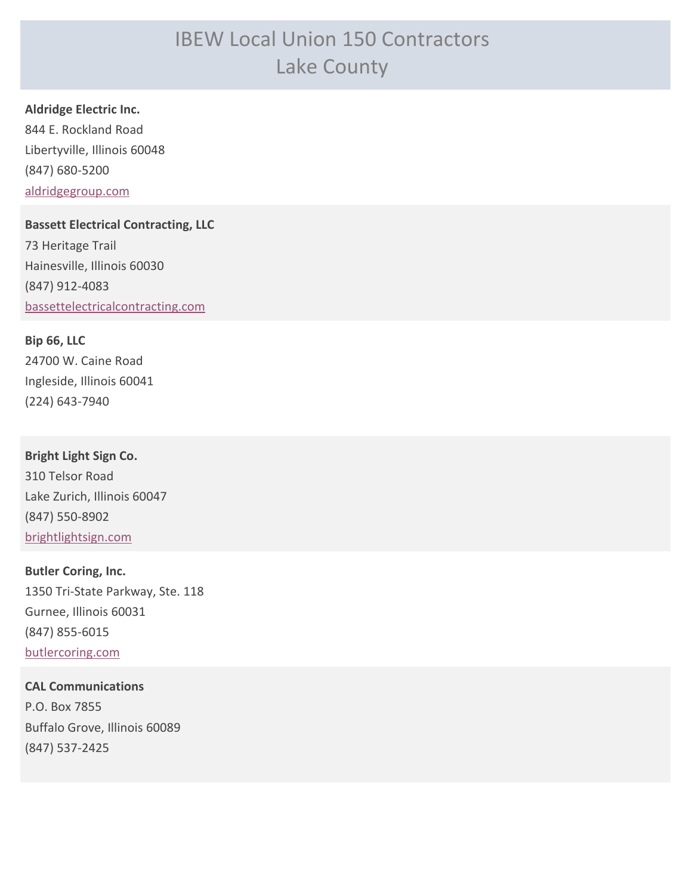# IBEW Local Union 150 Contractors
## Lake County

**Aldridge Electric Inc.**
844 E. Rockland Road
Libertyville, Illinois 60048
(847) 680-5200
aldridgegroup.com

**Bassett Electrical Contracting, LLC**
73 Heritage Trail
Hainesville, Illinois 60030
(847) 912-4083
bassettelectricalcontracting.com

**Bip 66, LLC**
24700 W. Caine Road
Ingleside, Illinois 60041
(224) 643-7940

**Bright Light Sign Co.**
310 Telsor Road
Lake Zurich, Illinois 60047
(847) 550-8902
brightlightsign.com

**Butler Coring, Inc.**
1350 Tri-State Parkway, Ste. 118
Gurnee, Illinois 60031
(847) 855-6015
butlercoring.com

**CAL Communications**
P.O. Box 7855
Buffalo Grove, Illinois 60089
(847) 537-2425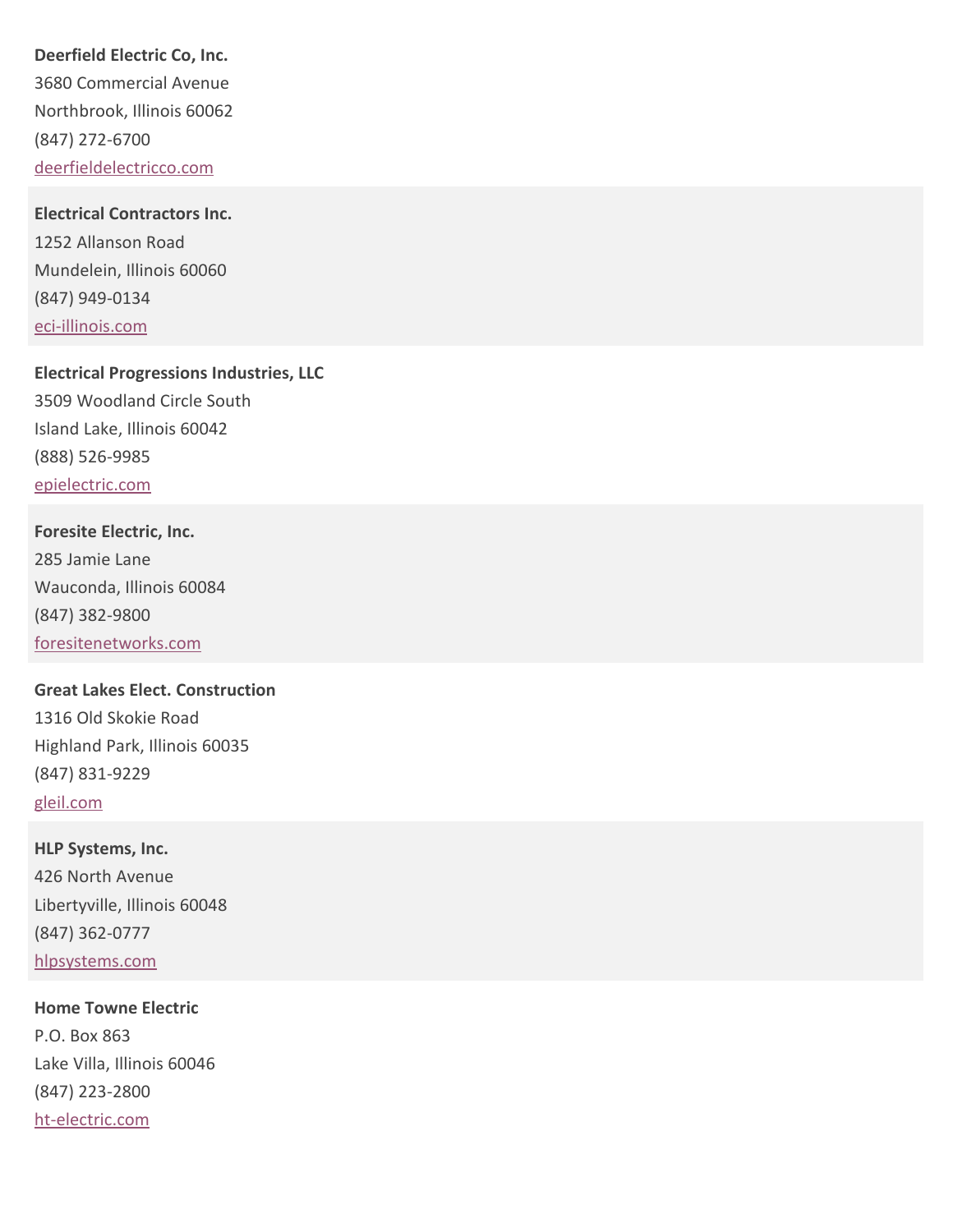**Deerfield Electric Co, Inc.**
3680 Commercial Avenue
Northbrook, Illinois 60062
(847) 272-6700
[deerfieldelectricco.com](http://deerfieldelectricco.com)

**Electrical Contractors Inc.**
1252 Allanson Road
Mundelein, Illinois 60060
(847) 949-0134
[eci-illinois.com](http://eci-illinois.com)

**Electrical Progressions Industries, LLC**
3509 Woodland Circle South
Island Lake, Illinois 60042
(888) 526-9985
[epielectric.com](http://epielectric.com)

**Foresite Electric, Inc.**
285 Jamie Lane
Wauconda, Illinois 60084
(847) 382-9800
[foresitenetworks.com](http://foresitenetworks.com)

**Great Lakes Elect. Construction**
1316 Old Skokie Road
Highland Park, Illinois 60035
(847) 831-9229
[gleil.com](http://gleil.com)

**HLP Systems, Inc.**
426 North Avenue
Libertyville, Illinois 60048
(847) 362-0777
[hlpsystems.com](http://hlpsystems.com)

**Home Towne Electric**
P.O. Box 863
Lake Villa, Illinois 60046
(847) 223-2800
[ht-electric.com](http://ht-electric.com)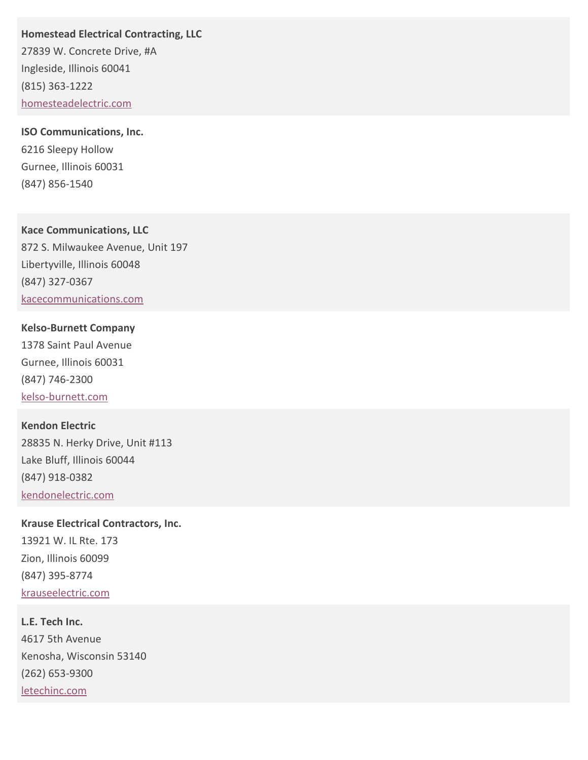**Homestead Electrical Contracting, LLC**
27839 W. Concrete Drive, #A
Ingleside, Illinois 60041
(815) 363-1222
homesteadelectric.com

**ISO Communications, Inc.**
6216 Sleepy Hollow
Gurnee, Illinois 60031
(847) 856-1540

**Kace Communications, LLC**
872 S. Milwaukee Avenue, Unit 197
Libertyville, Illinois 60048
(847) 327-0367
kacecommunications.com

**Kelso-Burnett Company**
1378 Saint Paul Avenue
Gurnee, Illinois 60031
(847) 746-2300
kelso-burnett.com

**Kendon Electric**
28835 N. Herky Drive, Unit #113
Lake Bluff, Illinois 60044
(847) 918-0382
kendonelectric.com

**Krause Electrical Contractors, Inc.**
13921 W. IL Rte. 173
Zion, Illinois 60099
(847) 395-8774
krauseelectric.com

**L.E. Tech Inc.**
4617 5th Avenue
Kenosha, Wisconsin 53140
(262) 653-9300
letechinc.com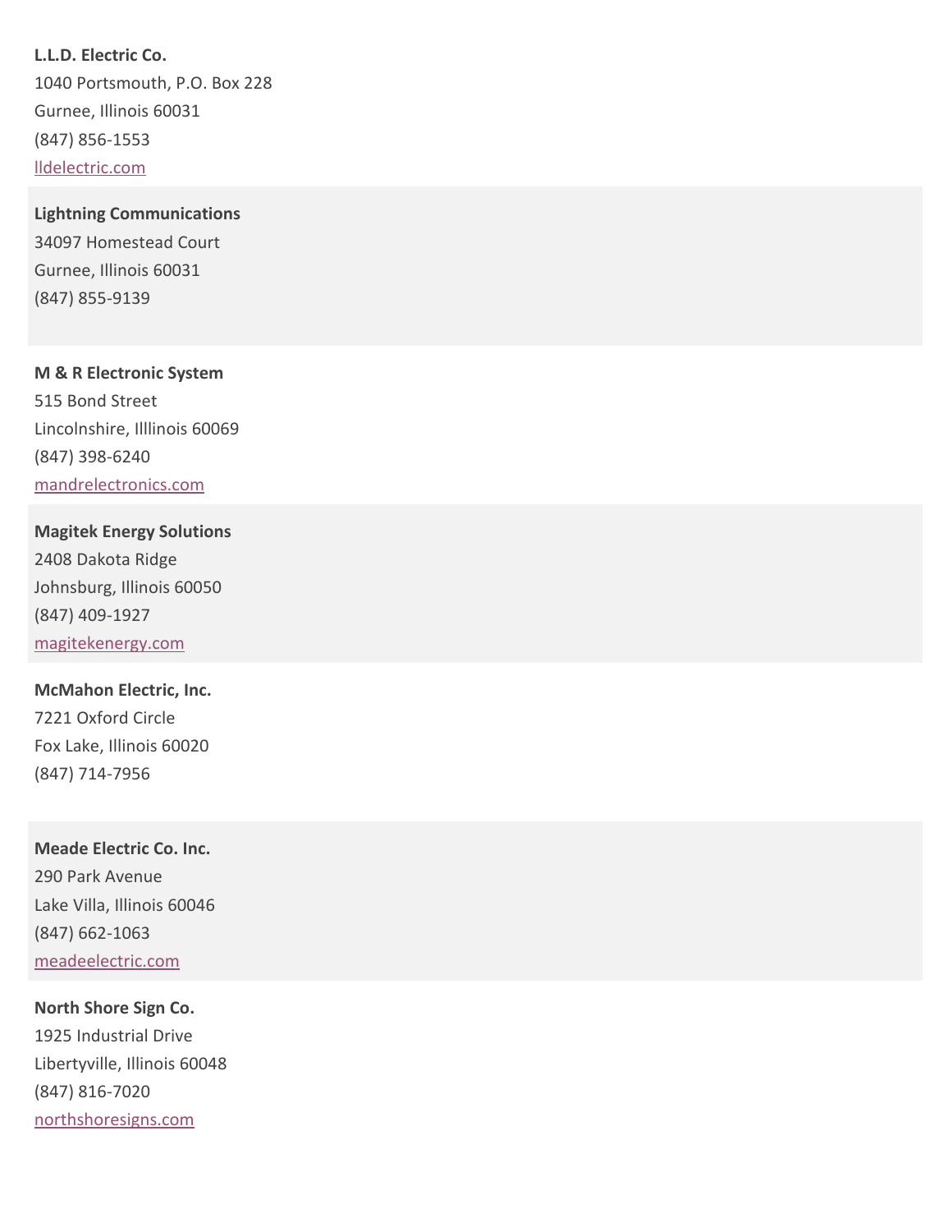**L.L.D. Electric Co.**
1040 Portsmouth, P.O. Box 228
Gurnee, Illinois 60031
(847) 856-1553
lldelectric.com

**Lightning Communications**
34097 Homestead Court
Gurnee, Illinois 60031
(847) 855-9139

**M & R Electronic System**
515 Bond Street
Lincolnshire, Illlinois 60069
(847) 398-6240
mandrelectronics.com

**Magitek Energy Solutions**
2408 Dakota Ridge
Johnsburg, Illinois 60050
(847) 409-1927
magitekenergy.com

**McMahon Electric, Inc.**
7221 Oxford Circle
Fox Lake, Illinois 60020
(847) 714-7956

**Meade Electric Co. Inc.**
290 Park Avenue
Lake Villa, Illinois 60046
(847) 662-1063
meadeelectric.com

**North Shore Sign Co.**
1925 Industrial Drive
Libertyville, Illinois 60048
(847) 816-7020
northshoresigns.com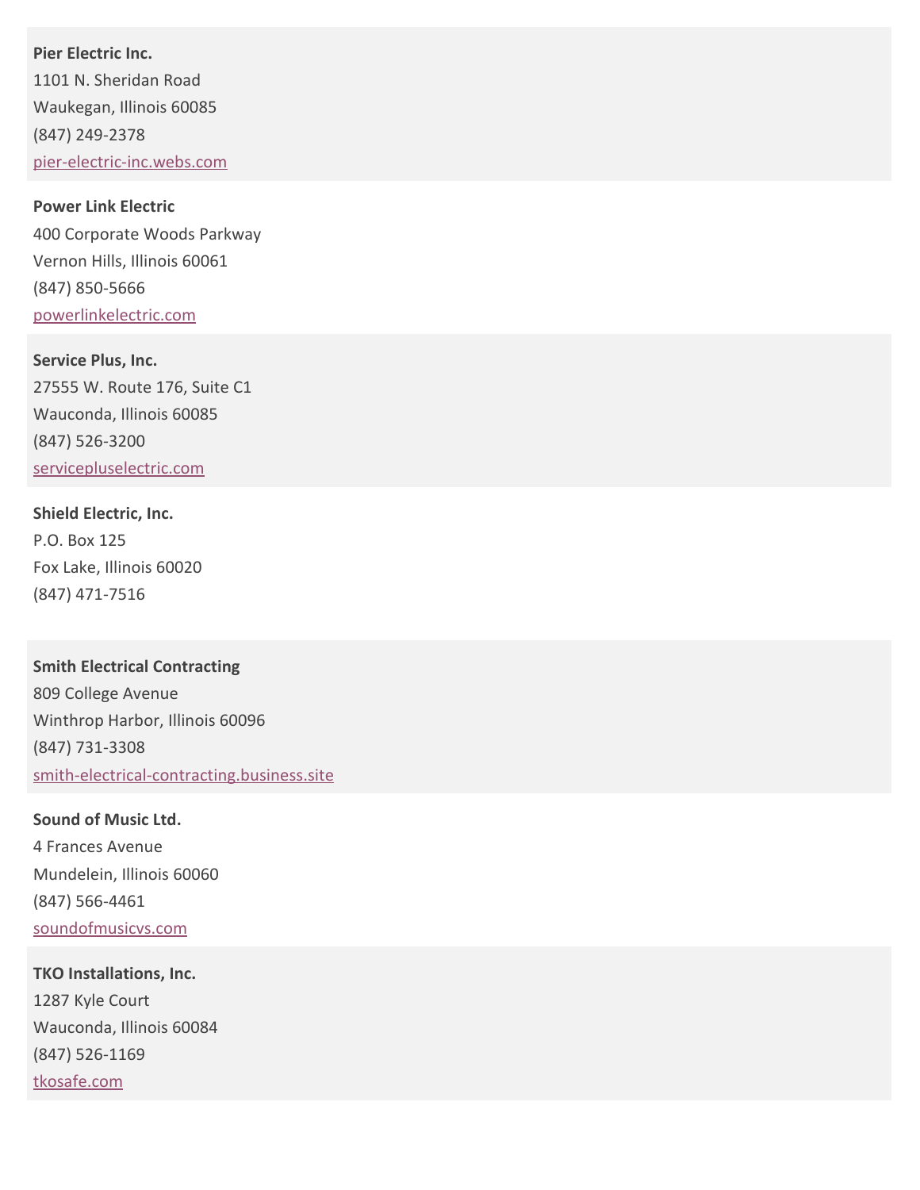**Pier Electric Inc.**
1101 N. Sheridan Road
Waukegan, Illinois 60085
(847) 249-2378
pier-electric-inc.webs.com

**Power Link Electric**
400 Corporate Woods Parkway
Vernon Hills, Illinois 60061
(847) 850-5666
powerlinkelectric.com

**Service Plus, Inc.**
27555 W. Route 176, Suite C1
Wauconda, Illinois 60085
(847) 526-3200
servicepluselectric.com

**Shield Electric, Inc.**
P.O. Box 125
Fox Lake, Illinois 60020
(847) 471-7516

**Smith Electrical Contracting**
809 College Avenue
Winthrop Harbor, Illinois 60096
(847) 731-3308
smith-electrical-contracting.business.site

**Sound of Music Ltd.**
4 Frances Avenue
Mundelein, Illinois 60060
(847) 566-4461
soundofmusicvs.com

**TKO Installations, Inc.**
1287 Kyle Court
Wauconda, Illinois 60084
(847) 526-1169
tkosafe.com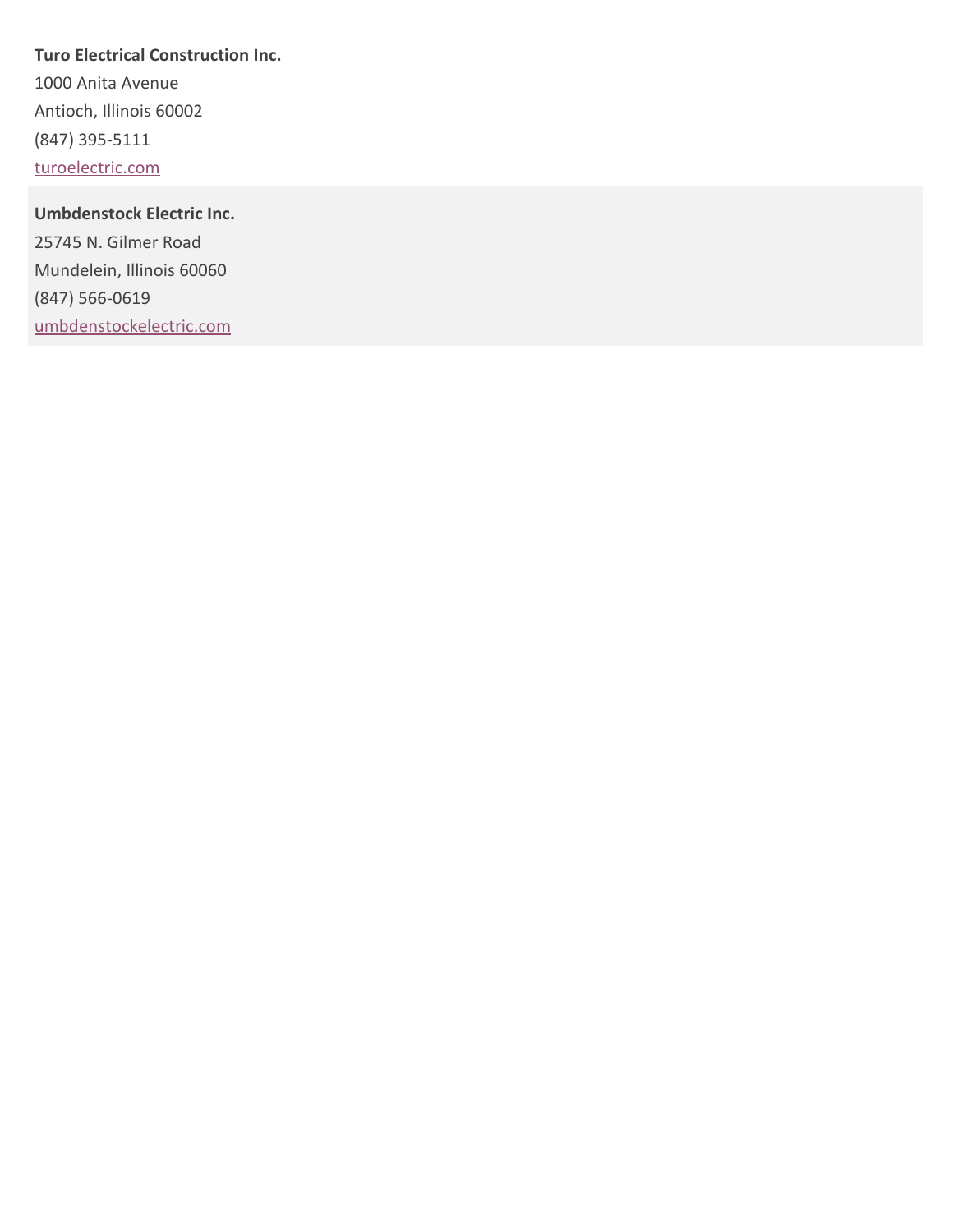**Turo Electrical Construction Inc.**
1000 Anita Avenue
Antioch, Illinois 60002
(847) 395-5111
turoelectric.com

**Umbdenstock Electric Inc.**
25745 N. Gilmer Road
Mundelein, Illinois 60060
(847) 566-0619
umbdenstockelectric.com